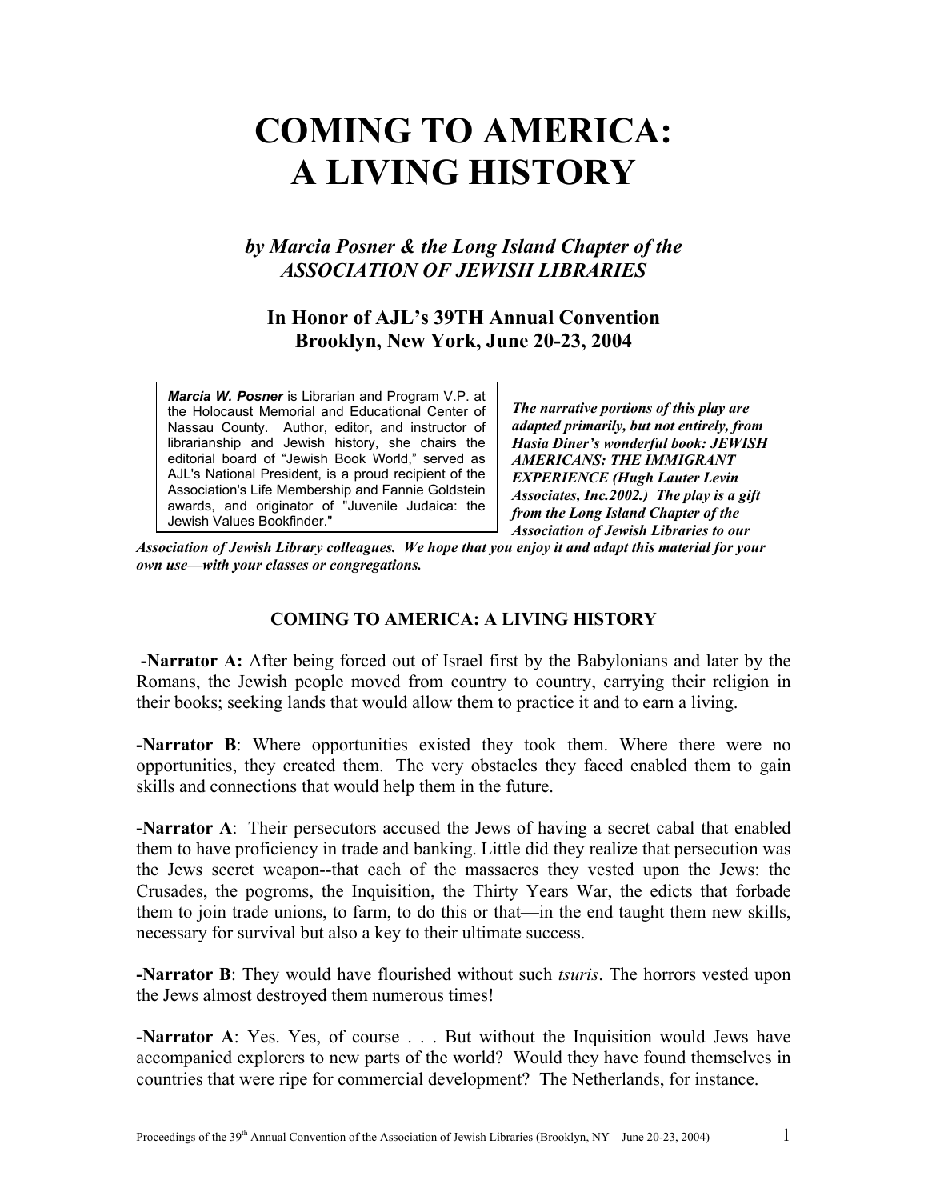# COMING TO AMERICA: A LIVING HISTORY

### *by Marcia Posner & the Long Island Chapter of the ASSOCIATION OF JEWISH LIBRARIES*

### In Honor of AJL's 39TH Annual Convention Brooklyn, New York, June 20-23, 2004

***Marcia W. Posner*** is Librarian and Program V.P. at the Holocaust Memorial and Educational Center of Nassau County. Author, editor, and instructor of librarianship and Jewish history, she chairs the editorial board of "Jewish Book World," served as AJL's National President, is a proud recipient of the Association's Life Membership and Fannie Goldstein awards, and originator of "Juvenile Judaica: the Jewish Values Bookfinder."

***The narrative portions of this play are adapted primarily, but not entirely, from Hasia Diner's wonderful book: JEWISH AMERICANS: THE IMMIGRANT EXPERIENCE (Hugh Lauter Levin Associates, Inc.2002.) The play is a gift from the Long Island Chapter of the Association of Jewish Libraries to our Association of Jewish Library colleagues. We hope that you enjoy it and adapt this material for your own use—with your classes or congregations.***

**COMING TO AMERICA: A LIVING HISTORY**

**-Narrator A:** After being forced out of Israel first by the Babylonians and later by the Romans, the Jewish people moved from country to country, carrying their religion in their books; seeking lands that would allow them to practice it and to earn a living.

**-Narrator B**: Where opportunities existed they took them. Where there were no opportunities, they created them. The very obstacles they faced enabled them to gain skills and connections that would help them in the future.

**-Narrator A**: Their persecutors accused the Jews of having a secret cabal that enabled them to have proficiency in trade and banking. Little did they realize that persecution was the Jews secret weapon--that each of the massacres they vested upon the Jews: the Crusades, the pogroms, the Inquisition, the Thirty Years War, the edicts that forbade them to join trade unions, to farm, to do this or that—in the end taught them new skills, necessary for survival but also a key to their ultimate success.

**-Narrator B**: They would have flourished without such *tsuris*. The horrors vested upon the Jews almost destroyed them numerous times!

**-Narrator A**: Yes. Yes, of course . . . But without the Inquisition would Jews have accompanied explorers to new parts of the world? Would they have found themselves in countries that were ripe for commercial development? The Netherlands, for instance.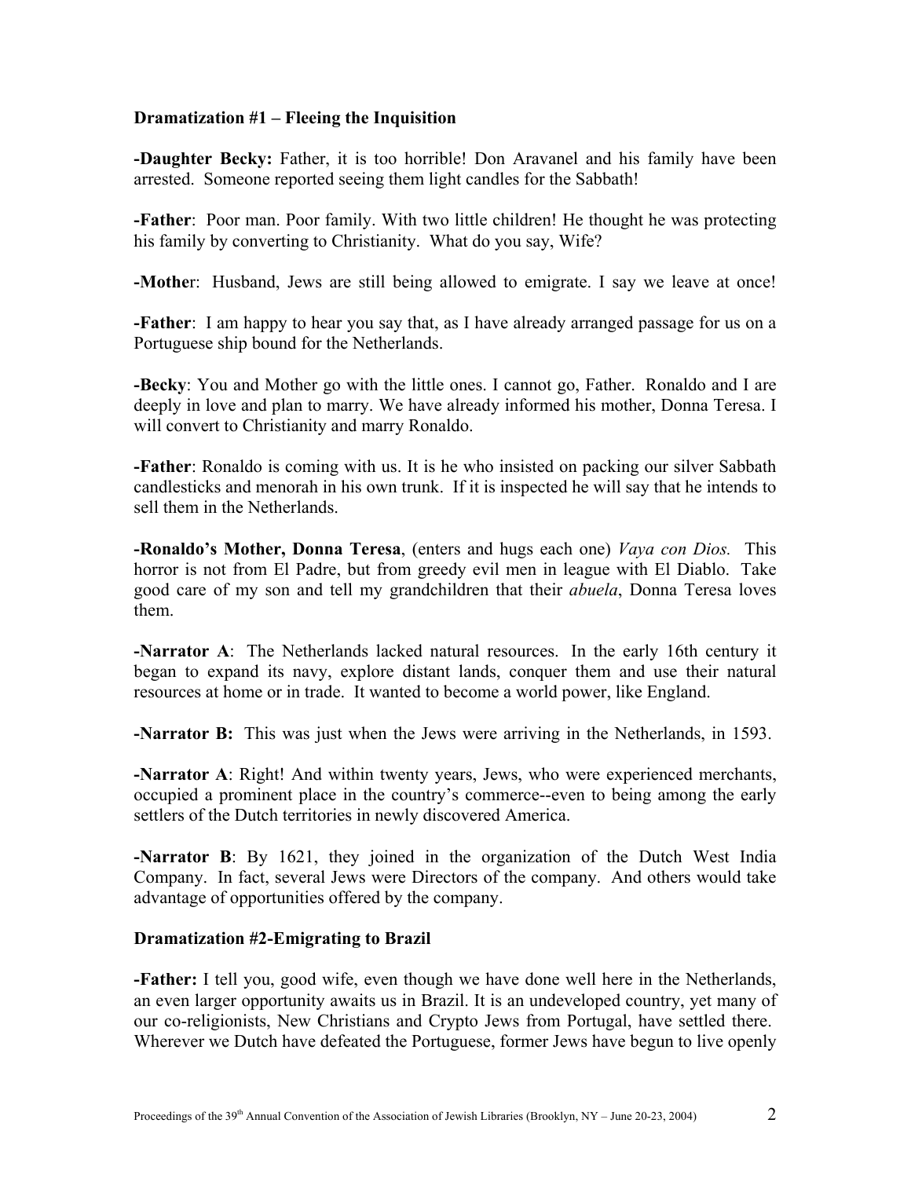**Dramatization #1 – Fleeing the Inquisition**

**-Daughter Becky:** Father, it is too horrible! Don Aravanel and his family have been arrested. Someone reported seeing them light candles for the Sabbath!

**-Father**: Poor man. Poor family. With two little children! He thought he was protecting his family by converting to Christianity. What do you say, Wife?

**-Mother**: Husband, Jews are still being allowed to emigrate. I say we leave at once!

**-Father**: I am happy to hear you say that, as I have already arranged passage for us on a Portuguese ship bound for the Netherlands.

**-Becky**: You and Mother go with the little ones. I cannot go, Father. Ronaldo and I are deeply in love and plan to marry. We have already informed his mother, Donna Teresa. I will convert to Christianity and marry Ronaldo.

**-Father**: Ronaldo is coming with us. It is he who insisted on packing our silver Sabbath candlesticks and menorah in his own trunk. If it is inspected he will say that he intends to sell them in the Netherlands.

**-Ronaldo's Mother, Donna Teresa**, (enters and hugs each one) *Vaya con Dios.* This horror is not from El Padre, but from greedy evil men in league with El Diablo. Take good care of my son and tell my grandchildren that their *abuela*, Donna Teresa loves them.

**-Narrator A**: The Netherlands lacked natural resources. In the early 16th century it began to expand its navy, explore distant lands, conquer them and use their natural resources at home or in trade. It wanted to become a world power, like England.

**-Narrator B:** This was just when the Jews were arriving in the Netherlands, in 1593.

**-Narrator A**: Right! And within twenty years, Jews, who were experienced merchants, occupied a prominent place in the country's commerce--even to being among the early settlers of the Dutch territories in newly discovered America.

**-Narrator B**: By 1621, they joined in the organization of the Dutch West India Company. In fact, several Jews were Directors of the company. And others would take advantage of opportunities offered by the company.

**Dramatization #2-Emigrating to Brazil**

**-Father:** I tell you, good wife, even though we have done well here in the Netherlands, an even larger opportunity awaits us in Brazil. It is an undeveloped country, yet many of our co-religionists, New Christians and Crypto Jews from Portugal, have settled there. Wherever we Dutch have defeated the Portuguese, former Jews have begun to live openly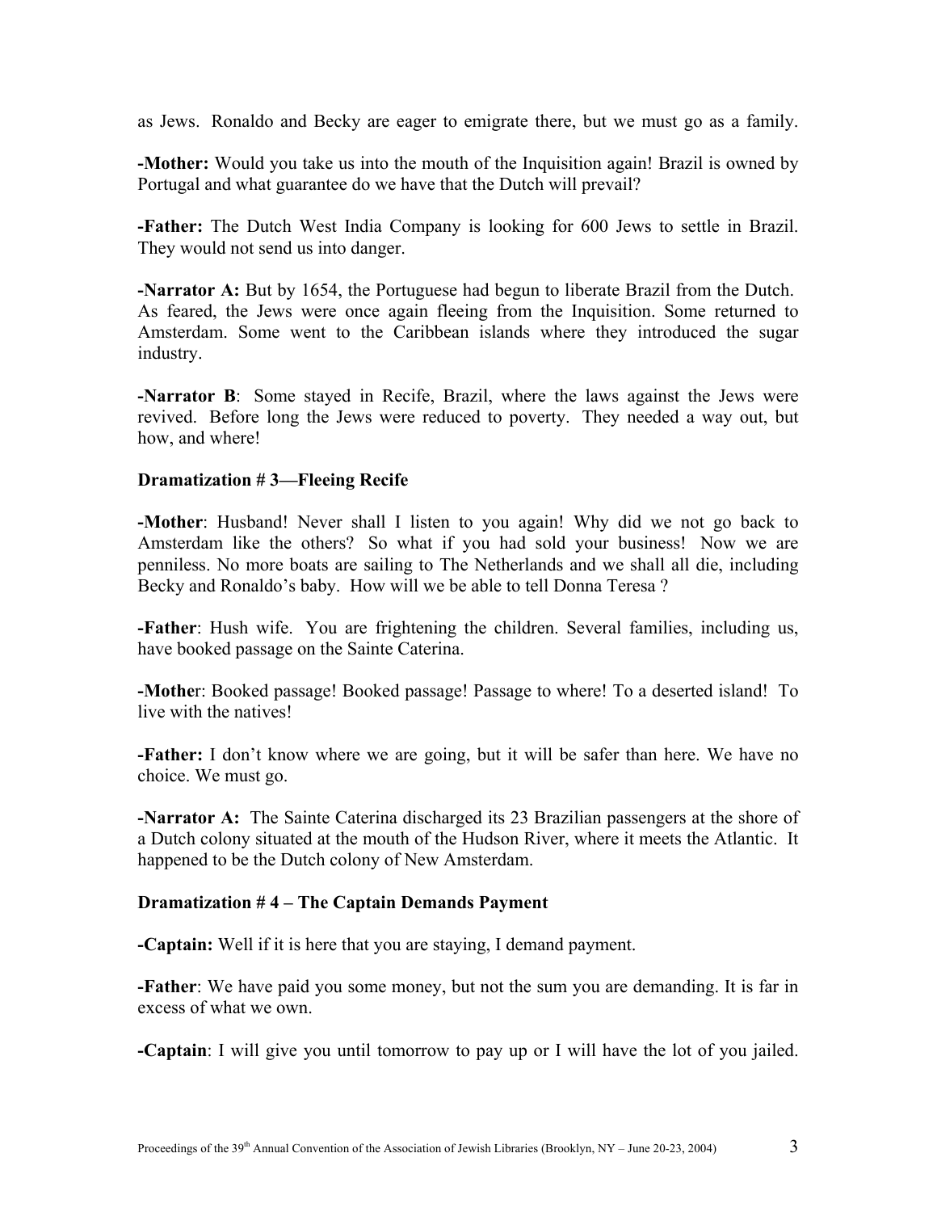as Jews. Ronaldo and Becky are eager to emigrate there, but we must go as a family.

**-Mother:** Would you take us into the mouth of the Inquisition again! Brazil is owned by Portugal and what guarantee do we have that the Dutch will prevail?

**-Father:** The Dutch West India Company is looking for 600 Jews to settle in Brazil. They would not send us into danger.

**-Narrator A:** But by 1654, the Portuguese had begun to liberate Brazil from the Dutch. As feared, the Jews were once again fleeing from the Inquisition. Some returned to Amsterdam. Some went to the Caribbean islands where they introduced the sugar industry.

**-Narrator B**: Some stayed in Recife, Brazil, where the laws against the Jews were revived. Before long the Jews were reduced to poverty. They needed a way out, but how, and where!

**Dramatization # 3—Fleeing Recife**

**-Mother**: Husband! Never shall I listen to you again! Why did we not go back to Amsterdam like the others? So what if you had sold your business! Now we are penniless. No more boats are sailing to The Netherlands and we shall all die, including Becky and Ronaldo's baby. How will we be able to tell Donna Teresa ?

**-Father**: Hush wife. You are frightening the children. Several families, including us, have booked passage on the Sainte Caterina.

**-Mothe**r: Booked passage! Booked passage! Passage to where! To a deserted island! To live with the natives!

**-Father:** I don't know where we are going, but it will be safer than here. We have no choice. We must go.

**-Narrator A:** The Sainte Caterina discharged its 23 Brazilian passengers at the shore of a Dutch colony situated at the mouth of the Hudson River, where it meets the Atlantic. It happened to be the Dutch colony of New Amsterdam.

**Dramatization # 4 – The Captain Demands Payment**

**-Captain:** Well if it is here that you are staying, I demand payment.

**-Father**: We have paid you some money, but not the sum you are demanding. It is far in excess of what we own.

**-Captain**: I will give you until tomorrow to pay up or I will have the lot of you jailed.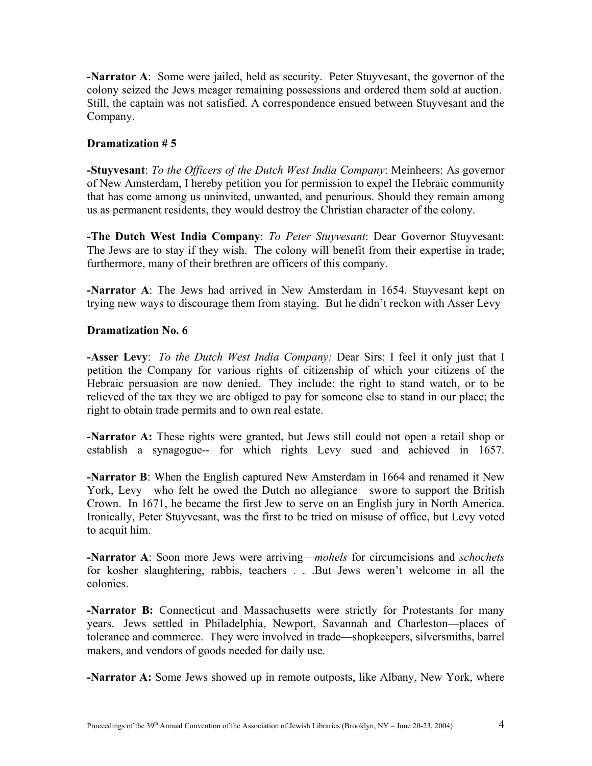**-Narrator A**: Some were jailed, held as security. Peter Stuyvesant, the governor of the colony seized the Jews meager remaining possessions and ordered them sold at auction. Still, the captain was not satisfied. A correspondence ensued between Stuyvesant and the Company.

**Dramatization # 5**

**-Stuyvesant**: *To the Officers of the Dutch West India Company*: Meinheers: As governor of New Amsterdam, I hereby petition you for permission to expel the Hebraic community that has come among us uninvited, unwanted, and penurious. Should they remain among us as permanent residents, they would destroy the Christian character of the colony.

**-The Dutch West India Company**: *To Peter Stuyvesant*: Dear Governor Stuyvesant: The Jews are to stay if they wish. The colony will benefit from their expertise in trade; furthermore, many of their brethren are officers of this company.

**-Narrator A**: The Jews had arrived in New Amsterdam in 1654. Stuyvesant kept on trying new ways to discourage them from staying. But he didn't reckon with Asser Levy

**Dramatization No. 6**

**-Asser Levy**: *To the Dutch West India Company:* Dear Sirs: I feel it only just that I petition the Company for various rights of citizenship of which your citizens of the Hebraic persuasion are now denied. They include: the right to stand watch, or to be relieved of the tax they we are obliged to pay for someone else to stand in our place; the right to obtain trade permits and to own real estate.

**-Narrator A:** These rights were granted, but Jews still could not open a retail shop or establish a synagogue-- for which rights Levy sued and achieved in 1657.

**-Narrator B**: When the English captured New Amsterdam in 1664 and renamed it New York, Levy—who felt he owed the Dutch no allegiance—swore to support the British Crown. In 1671, he became the first Jew to serve on an English jury in North America. Ironically, Peter Stuyvesant, was the first to be tried on misuse of office, but Levy voted to acquit him.

**-Narrator A**: Soon more Jews were arriving—*mohels* for circumcisions and *schochets* for kosher slaughtering, rabbis, teachers . . .But Jews weren't welcome in all the colonies.

**-Narrator B:** Connecticut and Massachusetts were strictly for Protestants for many years. Jews settled in Philadelphia, Newport, Savannah and Charleston—places of tolerance and commerce. They were involved in trade—shopkeepers, silversmiths, barrel makers, and vendors of goods needed for daily use.

**-Narrator A:** Some Jews showed up in remote outposts, like Albany, New York, where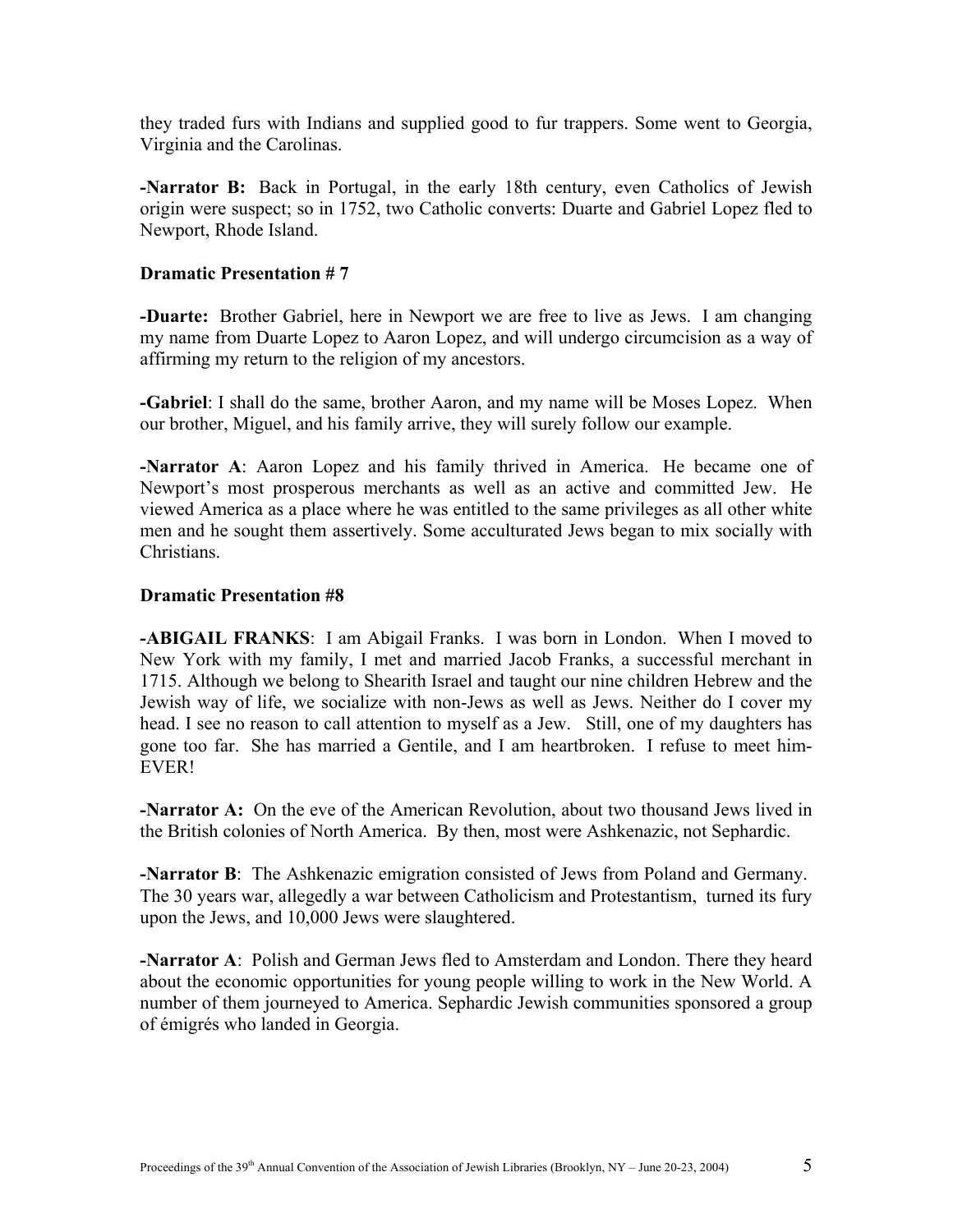they traded furs with Indians and supplied good to fur trappers. Some went to Georgia, Virginia and the Carolinas.

**-Narrator B:** Back in Portugal, in the early 18th century, even Catholics of Jewish origin were suspect; so in 1752, two Catholic converts: Duarte and Gabriel Lopez fled to Newport, Rhode Island.

**Dramatic Presentation # 7**

**-Duarte:** Brother Gabriel, here in Newport we are free to live as Jews. I am changing my name from Duarte Lopez to Aaron Lopez, and will undergo circumcision as a way of affirming my return to the religion of my ancestors.

**-Gabriel**: I shall do the same, brother Aaron, and my name will be Moses Lopez. When our brother, Miguel, and his family arrive, they will surely follow our example.

**-Narrator A**: Aaron Lopez and his family thrived in America. He became one of Newport's most prosperous merchants as well as an active and committed Jew. He viewed America as a place where he was entitled to the same privileges as all other white men and he sought them assertively. Some acculturated Jews began to mix socially with Christians.

**Dramatic Presentation #8**

**-ABIGAIL FRANKS**: I am Abigail Franks. I was born in London. When I moved to New York with my family, I met and married Jacob Franks, a successful merchant in 1715. Although we belong to Shearith Israel and taught our nine children Hebrew and the Jewish way of life, we socialize with non-Jews as well as Jews. Neither do I cover my head. I see no reason to call attention to myself as a Jew. Still, one of my daughters has gone too far. She has married a Gentile, and I am heartbroken. I refuse to meet him- EVER!

**-Narrator A:** On the eve of the American Revolution, about two thousand Jews lived in the British colonies of North America. By then, most were Ashkenazic, not Sephardic.

**-Narrator B**: The Ashkenazic emigration consisted of Jews from Poland and Germany. The 30 years war, allegedly a war between Catholicism and Protestantism, turned its fury upon the Jews, and 10,000 Jews were slaughtered.

**-Narrator A**: Polish and German Jews fled to Amsterdam and London. There they heard about the economic opportunities for young people willing to work in the New World. A number of them journeyed to America. Sephardic Jewish communities sponsored a group of émigrés who landed in Georgia.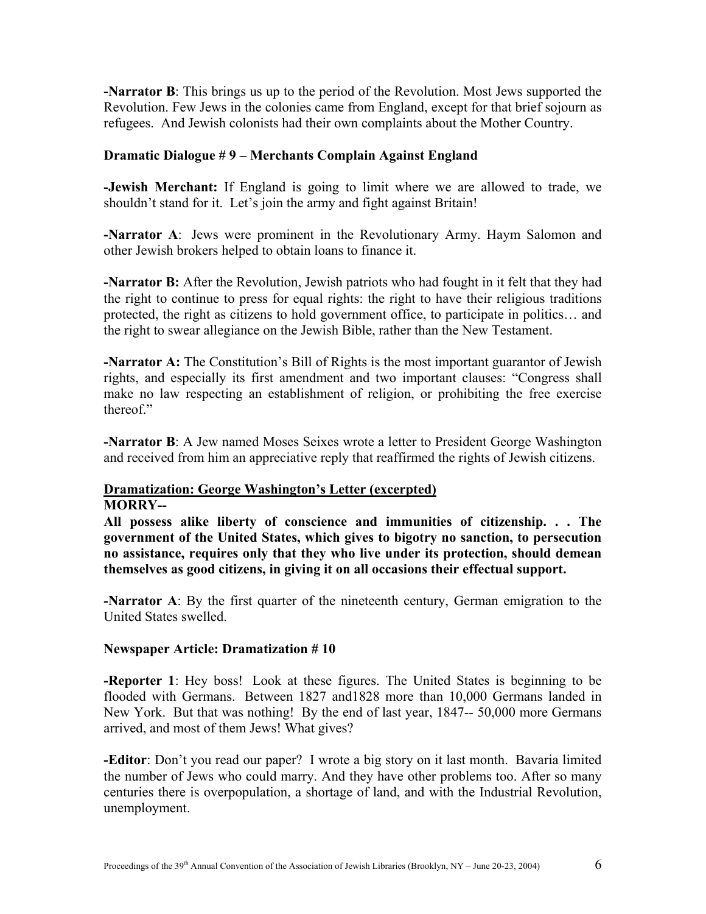**-Narrator B**: This brings us up to the period of the Revolution. Most Jews supported the Revolution. Few Jews in the colonies came from England, except for that brief sojourn as refugees. And Jewish colonists had their own complaints about the Mother Country.

**Dramatic Dialogue # 9 – Merchants Complain Against England**

**-Jewish Merchant:** If England is going to limit where we are allowed to trade, we shouldn't stand for it. Let's join the army and fight against Britain!

**-Narrator A**: Jews were prominent in the Revolutionary Army. Haym Salomon and other Jewish brokers helped to obtain loans to finance it.

**-Narrator B:** After the Revolution, Jewish patriots who had fought in it felt that they had the right to continue to press for equal rights: the right to have their religious traditions protected, the right as citizens to hold government office, to participate in politics… and the right to swear allegiance on the Jewish Bible, rather than the New Testament.

**-Narrator A:** The Constitution's Bill of Rights is the most important guarantor of Jewish rights, and especially its first amendment and two important clauses: "Congress shall make no law respecting an establishment of religion, or prohibiting the free exercise thereof."

**-Narrator B**: A Jew named Moses Seixes wrote a letter to President George Washington and received from him an appreciative reply that reaffirmed the rights of Jewish citizens.

**<u>Dramatization: George Washington's Letter (excerpted)</u>**
**MORRY--**

**All possess alike liberty of conscience and immunities of citizenship. . . The government of the United States, which gives to bigotry no sanction, to persecution no assistance, requires only that they who live under its protection, should demean themselves as good citizens, in giving it on all occasions their effectual support.**

**-Narrator A**: By the first quarter of the nineteenth century, German emigration to the United States swelled.

**Newspaper Article: Dramatization # 10**

**-Reporter 1**: Hey boss! Look at these figures. The United States is beginning to be flooded with Germans. Between 1827 and1828 more than 10,000 Germans landed in New York. But that was nothing! By the end of last year, 1847-- 50,000 more Germans arrived, and most of them Jews! What gives?

**-Editor**: Don't you read our paper? I wrote a big story on it last month. Bavaria limited the number of Jews who could marry. And they have other problems too. After so many centuries there is overpopulation, a shortage of land, and with the Industrial Revolution, unemployment.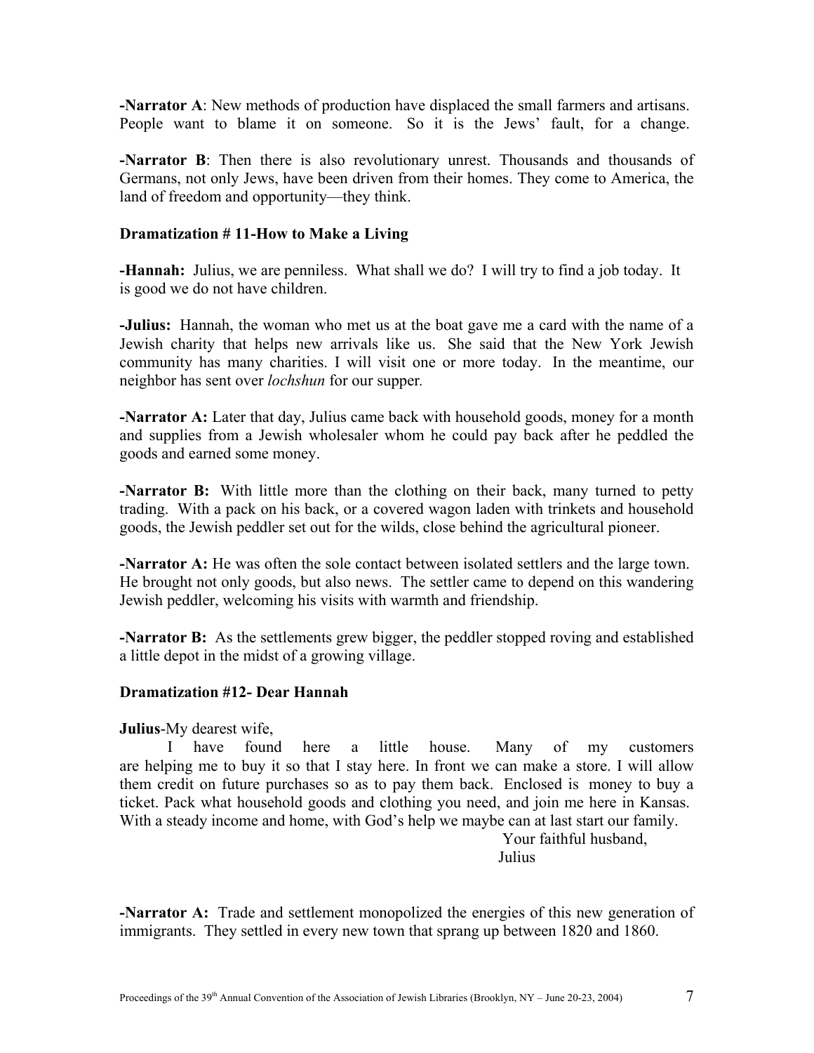**-Narrator A**: New methods of production have displaced the small farmers and artisans. People want to blame it on someone. So it is the Jews' fault, for a change.

**-Narrator B**: Then there is also revolutionary unrest. Thousands and thousands of Germans, not only Jews, have been driven from their homes. They come to America, the land of freedom and opportunity—they think.

**Dramatization # 11-How to Make a Living**

**-Hannah:** Julius, we are penniless. What shall we do? I will try to find a job today. It is good we do not have children.

**-Julius:** Hannah, the woman who met us at the boat gave me a card with the name of a Jewish charity that helps new arrivals like us. She said that the New York Jewish community has many charities. I will visit one or more today. In the meantime, our neighbor has sent over *lochshun* for our supper.

**-Narrator A:** Later that day, Julius came back with household goods, money for a month and supplies from a Jewish wholesaler whom he could pay back after he peddled the goods and earned some money.

**-Narrator B:** With little more than the clothing on their back, many turned to petty trading. With a pack on his back, or a covered wagon laden with trinkets and household goods, the Jewish peddler set out for the wilds, close behind the agricultural pioneer.

**-Narrator A:** He was often the sole contact between isolated settlers and the large town. He brought not only goods, but also news. The settler came to depend on this wandering Jewish peddler, welcoming his visits with warmth and friendship.

**-Narrator B:** As the settlements grew bigger, the peddler stopped roving and established a little depot in the midst of a growing village.

**Dramatization #12- Dear Hannah**

**Julius**-My dearest wife,

I have found here a little house. Many of my customers are helping me to buy it so that I stay here. In front we can make a store. I will allow them credit on future purchases so as to pay them back. Enclosed is money to buy a ticket. Pack what household goods and clothing you need, and join me here in Kansas. With a steady income and home, with God's help we maybe can at last start our family.

Your faithful husband,
Julius

**-Narrator A:** Trade and settlement monopolized the energies of this new generation of immigrants. They settled in every new town that sprang up between 1820 and 1860.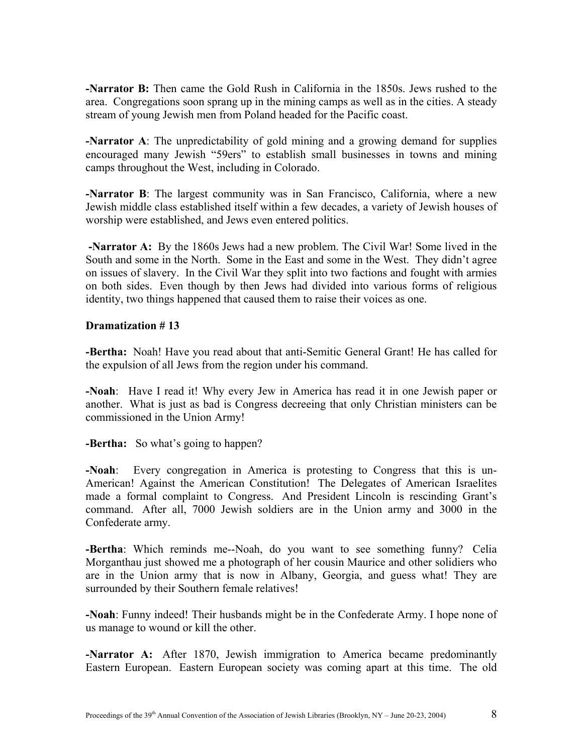**-Narrator B:** Then came the Gold Rush in California in the 1850s. Jews rushed to the area. Congregations soon sprang up in the mining camps as well as in the cities. A steady stream of young Jewish men from Poland headed for the Pacific coast.

**-Narrator A**: The unpredictability of gold mining and a growing demand for supplies encouraged many Jewish "59ers" to establish small businesses in towns and mining camps throughout the West, including in Colorado.

**-Narrator B**: The largest community was in San Francisco, California, where a new Jewish middle class established itself within a few decades, a variety of Jewish houses of worship were established, and Jews even entered politics.

**-Narrator A:** By the 1860s Jews had a new problem. The Civil War! Some lived in the South and some in the North. Some in the East and some in the West. They didn't agree on issues of slavery. In the Civil War they split into two factions and fought with armies on both sides. Even though by then Jews had divided into various forms of religious identity, two things happened that caused them to raise their voices as one.

**Dramatization # 13**

**-Bertha:** Noah! Have you read about that anti-Semitic General Grant! He has called for the expulsion of all Jews from the region under his command.

**-Noah**: Have I read it! Why every Jew in America has read it in one Jewish paper or another. What is just as bad is Congress decreeing that only Christian ministers can be commissioned in the Union Army!

**-Bertha:** So what's going to happen?

**-Noah**: Every congregation in America is protesting to Congress that this is un-American! Against the American Constitution! The Delegates of American Israelites made a formal complaint to Congress. And President Lincoln is rescinding Grant's command. After all, 7000 Jewish soldiers are in the Union army and 3000 in the Confederate army.

**-Bertha**: Which reminds me--Noah, do you want to see something funny? Celia Morganthau just showed me a photograph of her cousin Maurice and other solidiers who are in the Union army that is now in Albany, Georgia, and guess what! They are surrounded by their Southern female relatives!

**-Noah**: Funny indeed! Their husbands might be in the Confederate Army. I hope none of us manage to wound or kill the other.

**-Narrator A:** After 1870, Jewish immigration to America became predominantly Eastern European. Eastern European society was coming apart at this time. The old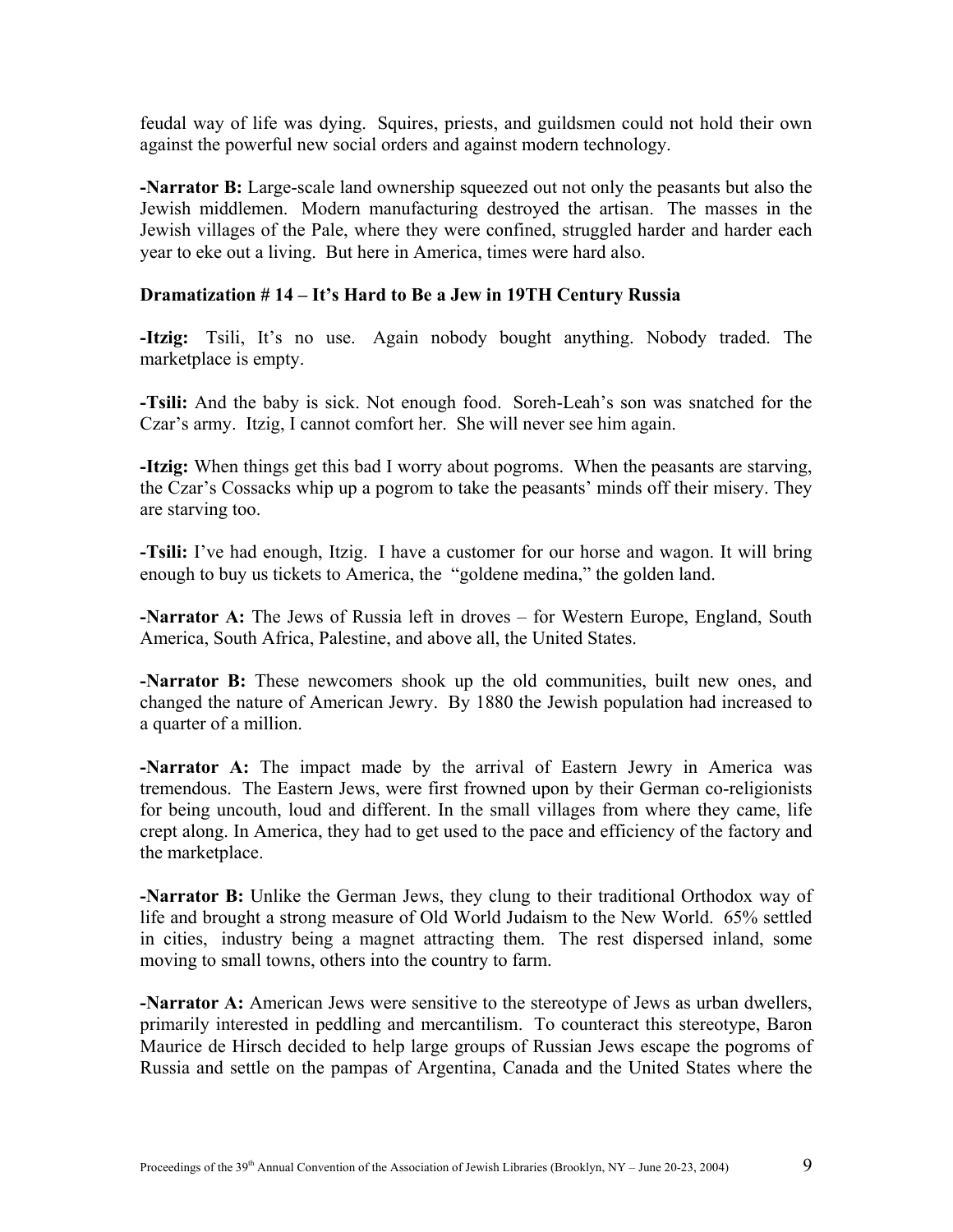feudal way of life was dying. Squires, priests, and guildsmen could not hold their own against the powerful new social orders and against modern technology.

**-Narrator B:** Large-scale land ownership squeezed out not only the peasants but also the Jewish middlemen. Modern manufacturing destroyed the artisan. The masses in the Jewish villages of the Pale, where they were confined, struggled harder and harder each year to eke out a living. But here in America, times were hard also.

**Dramatization # 14 – It's Hard to Be a Jew in 19TH Century Russia**

**-Itzig:** Tsili, It's no use. Again nobody bought anything. Nobody traded. The marketplace is empty.

**-Tsili:** And the baby is sick. Not enough food. Soreh-Leah's son was snatched for the Czar's army. Itzig, I cannot comfort her. She will never see him again.

**-Itzig:** When things get this bad I worry about pogroms. When the peasants are starving, the Czar's Cossacks whip up a pogrom to take the peasants' minds off their misery. They are starving too.

**-Tsili:** I've had enough, Itzig. I have a customer for our horse and wagon. It will bring enough to buy us tickets to America, the "goldene medina," the golden land.

**-Narrator A:** The Jews of Russia left in droves – for Western Europe, England, South America, South Africa, Palestine, and above all, the United States.

**-Narrator B:** These newcomers shook up the old communities, built new ones, and changed the nature of American Jewry. By 1880 the Jewish population had increased to a quarter of a million.

**-Narrator A:** The impact made by the arrival of Eastern Jewry in America was tremendous. The Eastern Jews, were first frowned upon by their German co-religionists for being uncouth, loud and different. In the small villages from where they came, life crept along. In America, they had to get used to the pace and efficiency of the factory and the marketplace.

**-Narrator B:** Unlike the German Jews, they clung to their traditional Orthodox way of life and brought a strong measure of Old World Judaism to the New World. 65% settled in cities, industry being a magnet attracting them. The rest dispersed inland, some moving to small towns, others into the country to farm.

**-Narrator A:** American Jews were sensitive to the stereotype of Jews as urban dwellers, primarily interested in peddling and mercantilism. To counteract this stereotype, Baron Maurice de Hirsch decided to help large groups of Russian Jews escape the pogroms of Russia and settle on the pampas of Argentina, Canada and the United States where the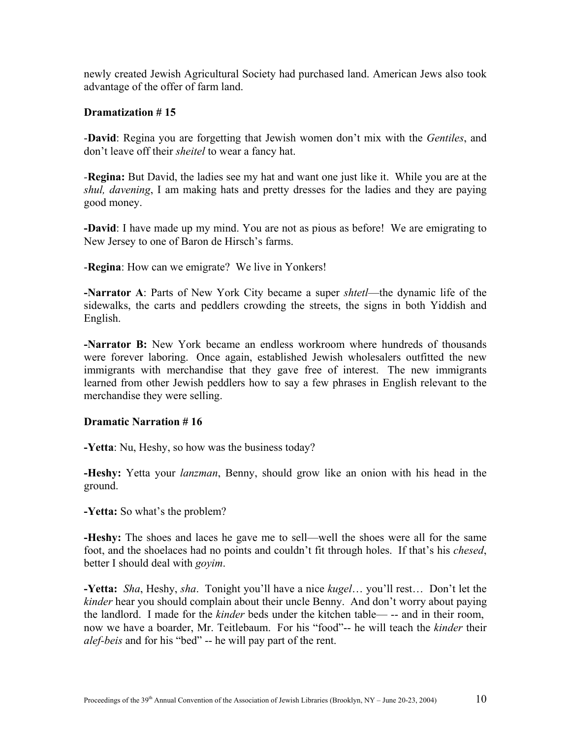newly created Jewish Agricultural Society had purchased land. American Jews also took advantage of the offer of farm land.

**Dramatization # 15**

-**David**: Regina you are forgetting that Jewish women don't mix with the *Gentiles*, and don't leave off their *sheitel* to wear a fancy hat.

-**Regina:** But David, the ladies see my hat and want one just like it. While you are at the *shul, davening*, I am making hats and pretty dresses for the ladies and they are paying good money.

**-David**: I have made up my mind. You are not as pious as before! We are emigrating to New Jersey to one of Baron de Hirsch's farms.

-**Regina**: How can we emigrate? We live in Yonkers!

**-Narrator A**: Parts of New York City became a super *shtetl*—the dynamic life of the sidewalks, the carts and peddlers crowding the streets, the signs in both Yiddish and English.

**-Narrator B:** New York became an endless workroom where hundreds of thousands were forever laboring. Once again, established Jewish wholesalers outfitted the new immigrants with merchandise that they gave free of interest. The new immigrants learned from other Jewish peddlers how to say a few phrases in English relevant to the merchandise they were selling.

**Dramatic Narration # 16**

**-Yetta**: Nu, Heshy, so how was the business today?

**-Heshy:** Yetta your *lanzman*, Benny, should grow like an onion with his head in the ground.

**-Yetta:** So what's the problem?

**-Heshy:** The shoes and laces he gave me to sell—well the shoes were all for the same foot, and the shoelaces had no points and couldn't fit through holes. If that's his *chesed*, better I should deal with *goyim*.

**-Yetta:** *Sha*, Heshy, *sha*. Tonight you'll have a nice *kugel*… you'll rest… Don't let the *kinder* hear you should complain about their uncle Benny. And don't worry about paying the landlord. I made for the *kinder* beds under the kitchen table— -- and in their room, now we have a boarder, Mr. Teitlebaum. For his "food"-- he will teach the *kinder* their *alef-beis* and for his "bed" -- he will pay part of the rent.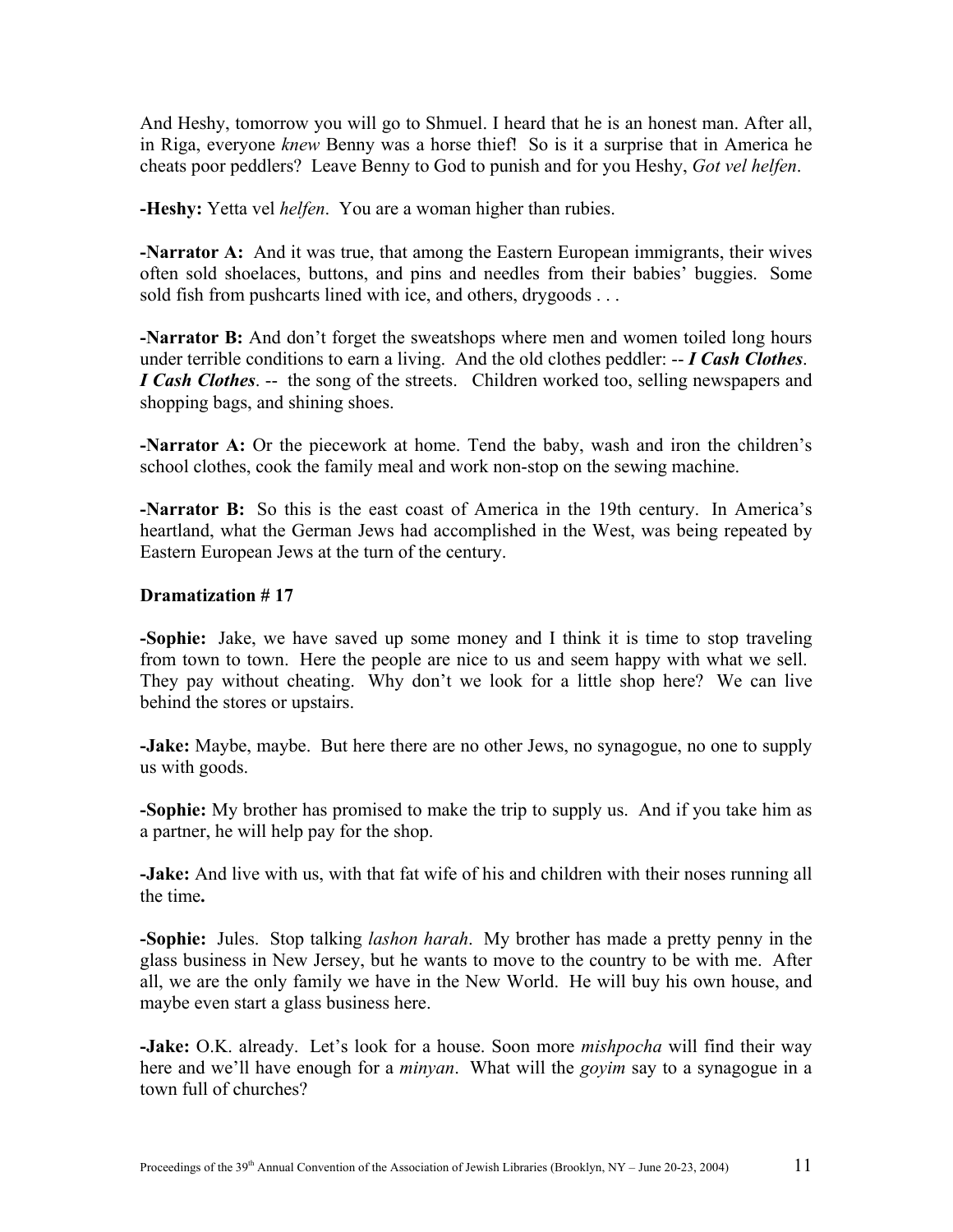And Heshy, tomorrow you will go to Shmuel. I heard that he is an honest man. After all, in Riga, everyone *knew* Benny was a horse thief! So is it a surprise that in America he cheats poor peddlers? Leave Benny to God to punish and for you Heshy, *Got vel helfen*.

**-Heshy:** Yetta vel *helfen*. You are a woman higher than rubies.

**-Narrator A:** And it was true, that among the Eastern European immigrants, their wives often sold shoelaces, buttons, and pins and needles from their babies' buggies. Some sold fish from pushcarts lined with ice, and others, drygoods . . .

**-Narrator B:** And don't forget the sweatshops where men and women toiled long hours under terrible conditions to earn a living. And the old clothes peddler: -- ***I Cash Clothes***. ***I Cash Clothes***. -- the song of the streets. Children worked too, selling newspapers and shopping bags, and shining shoes.

**-Narrator A:** Or the piecework at home. Tend the baby, wash and iron the children's school clothes, cook the family meal and work non-stop on the sewing machine.

**-Narrator B:** So this is the east coast of America in the 19th century. In America's heartland, what the German Jews had accomplished in the West, was being repeated by Eastern European Jews at the turn of the century.

**Dramatization # 17**

**-Sophie:** Jake, we have saved up some money and I think it is time to stop traveling from town to town. Here the people are nice to us and seem happy with what we sell. They pay without cheating. Why don't we look for a little shop here? We can live behind the stores or upstairs.

**-Jake:** Maybe, maybe. But here there are no other Jews, no synagogue, no one to supply us with goods.

**-Sophie:** My brother has promised to make the trip to supply us. And if you take him as a partner, he will help pay for the shop.

**-Jake:** And live with us, with that fat wife of his and children with their noses running all the time**.**

**-Sophie:** Jules. Stop talking *lashon harah*. My brother has made a pretty penny in the glass business in New Jersey, but he wants to move to the country to be with me. After all, we are the only family we have in the New World. He will buy his own house, and maybe even start a glass business here.

**-Jake:** O.K. already. Let's look for a house. Soon more *mishpocha* will find their way here and we'll have enough for a *minyan*. What will the *goyim* say to a synagogue in a town full of churches?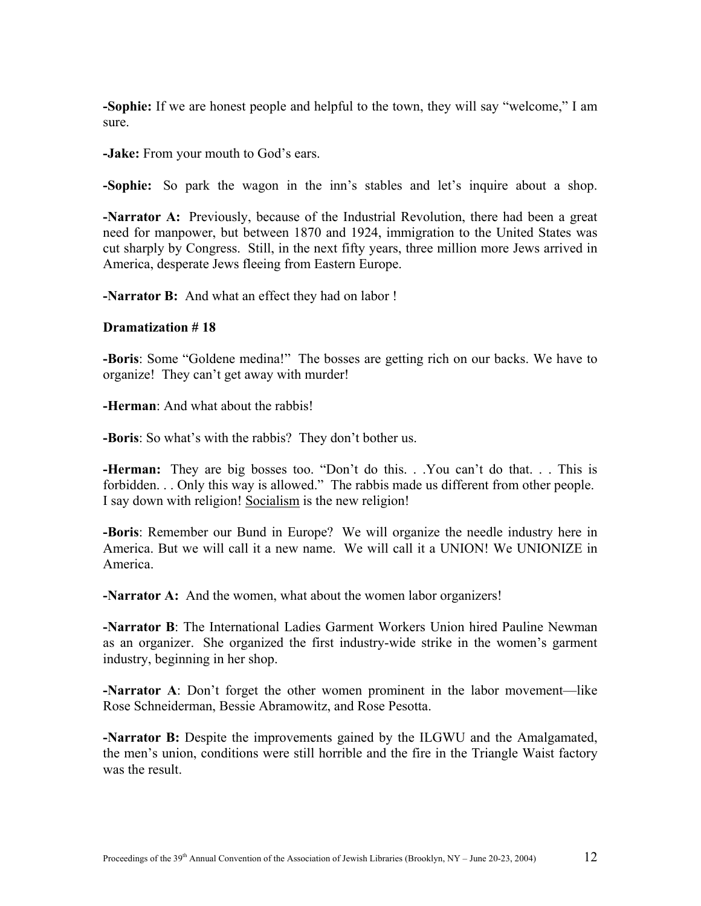**-Sophie:** If we are honest people and helpful to the town, they will say "welcome," I am sure.

**-Jake:** From your mouth to God's ears.

**-Sophie:** So park the wagon in the inn's stables and let's inquire about a shop.

**-Narrator A:** Previously, because of the Industrial Revolution, there had been a great need for manpower, but between 1870 and 1924, immigration to the United States was cut sharply by Congress. Still, in the next fifty years, three million more Jews arrived in America, desperate Jews fleeing from Eastern Europe.

**-Narrator B:** And what an effect they had on labor !

**Dramatization # 18**

**-Boris**: Some "Goldene medina!" The bosses are getting rich on our backs. We have to organize! They can't get away with murder!

**-Herman**: And what about the rabbis!

**-Boris**: So what's with the rabbis? They don't bother us.

**-Herman:** They are big bosses too. "Don't do this. . .You can't do that. . . This is forbidden. . . Only this way is allowed." The rabbis made us different from other people. I say down with religion! <u>Socialism</u> is the new religion!

**-Boris**: Remember our Bund in Europe? We will organize the needle industry here in America. But we will call it a new name. We will call it a UNION! We UNIONIZE in America.

**-Narrator A:** And the women, what about the women labor organizers!

**-Narrator B**: The International Ladies Garment Workers Union hired Pauline Newman as an organizer. She organized the first industry-wide strike in the women's garment industry, beginning in her shop.

**-Narrator A**: Don't forget the other women prominent in the labor movement—like Rose Schneiderman, Bessie Abramowitz, and Rose Pesotta.

**-Narrator B:** Despite the improvements gained by the ILGWU and the Amalgamated, the men's union, conditions were still horrible and the fire in the Triangle Waist factory was the result.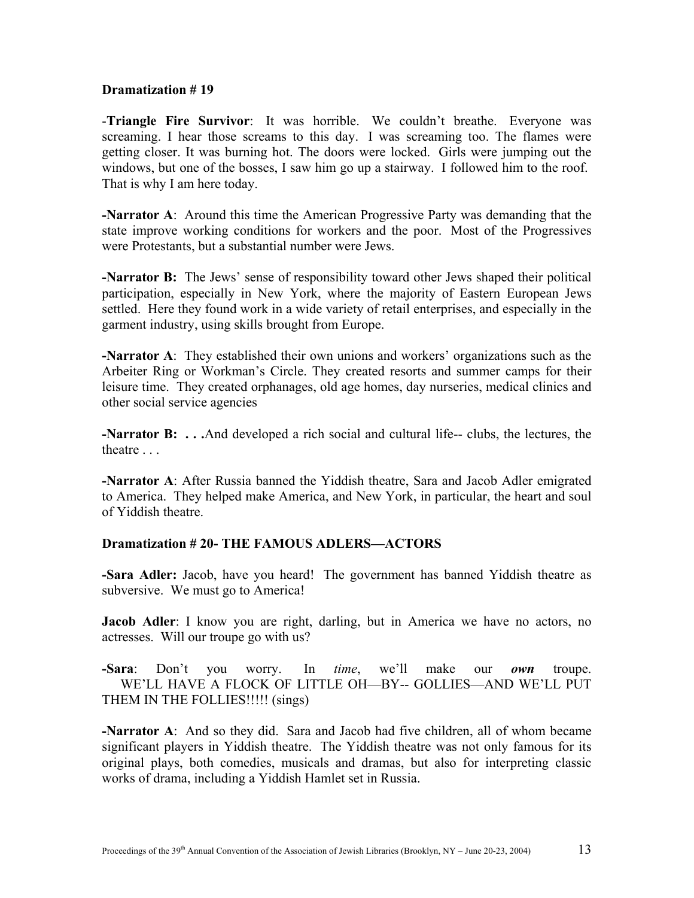**Dramatization # 19**

-**Triangle Fire Survivor**: It was horrible. We couldn't breathe. Everyone was screaming. I hear those screams to this day. I was screaming too. The flames were getting closer. It was burning hot. The doors were locked. Girls were jumping out the windows, but one of the bosses, I saw him go up a stairway. I followed him to the roof. That is why I am here today.

**-Narrator A**: Around this time the American Progressive Party was demanding that the state improve working conditions for workers and the poor. Most of the Progressives were Protestants, but a substantial number were Jews.

**-Narrator B:** The Jews' sense of responsibility toward other Jews shaped their political participation, especially in New York, where the majority of Eastern European Jews settled. Here they found work in a wide variety of retail enterprises, and especially in the garment industry, using skills brought from Europe.

**-Narrator A**: They established their own unions and workers' organizations such as the Arbeiter Ring or Workman's Circle. They created resorts and summer camps for their leisure time. They created orphanages, old age homes, day nurseries, medical clinics and other social service agencies

**-Narrator B: . . .**And developed a rich social and cultural life-- clubs, the lectures, the theatre . . .

**-Narrator A**: After Russia banned the Yiddish theatre, Sara and Jacob Adler emigrated to America. They helped make America, and New York, in particular, the heart and soul of Yiddish theatre.

**Dramatization # 20- THE FAMOUS ADLERS—ACTORS**

**-Sara Adler:** Jacob, have you heard! The government has banned Yiddish theatre as subversive. We must go to America!

**Jacob Adler**: I know you are right, darling, but in America we have no actors, no actresses. Will our troupe go with us?

**-Sara**: Don't you worry. In *time*, we'll make our ***own*** troupe. WE'LL HAVE A FLOCK OF LITTLE OH—BY-- GOLLIES—AND WE'LL PUT THEM IN THE FOLLIES!!!!! (sings)

**-Narrator A**: And so they did. Sara and Jacob had five children, all of whom became significant players in Yiddish theatre. The Yiddish theatre was not only famous for its original plays, both comedies, musicals and dramas, but also for interpreting classic works of drama, including a Yiddish Hamlet set in Russia.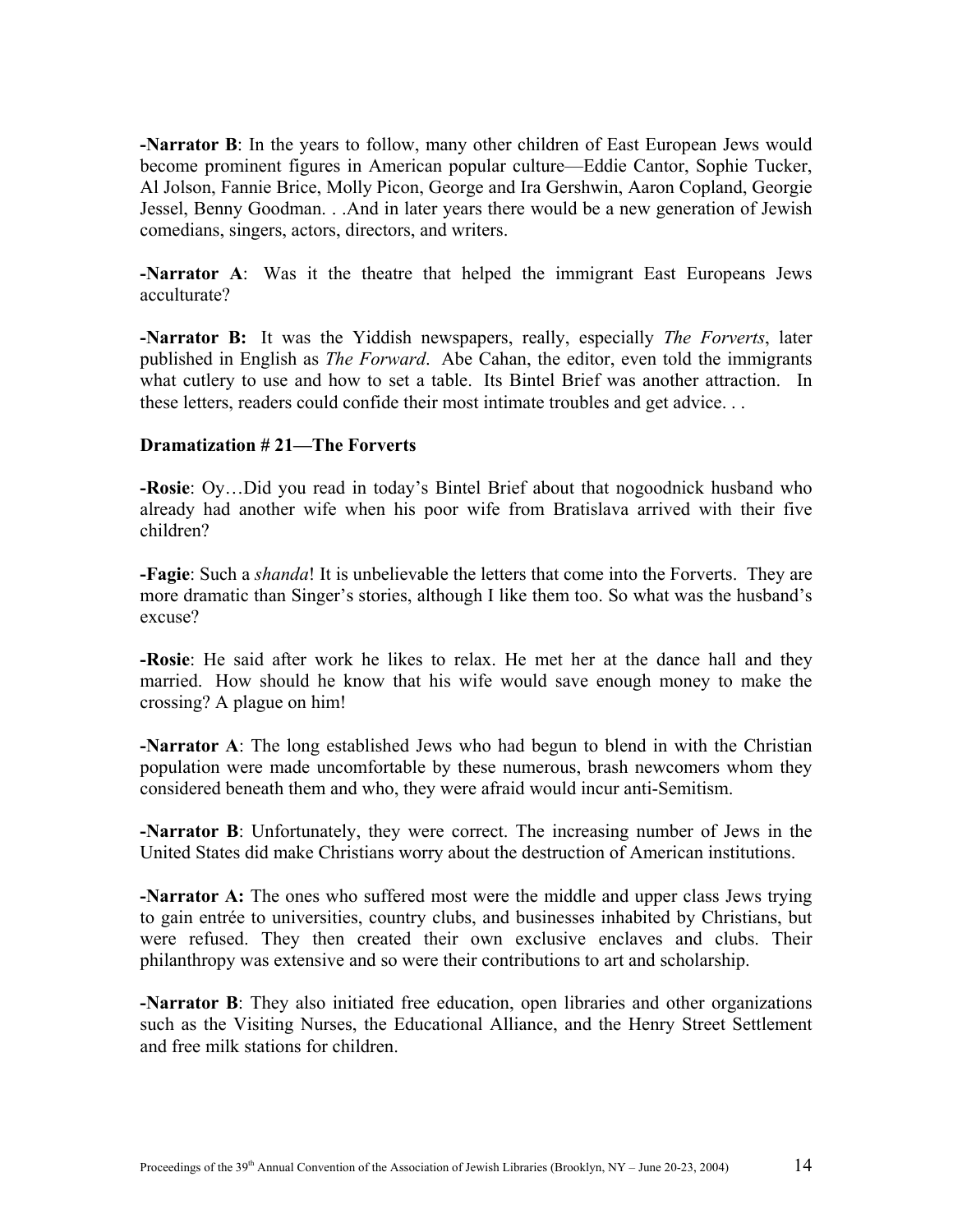**-Narrator B**: In the years to follow, many other children of East European Jews would become prominent figures in American popular culture—Eddie Cantor, Sophie Tucker, Al Jolson, Fannie Brice, Molly Picon, George and Ira Gershwin, Aaron Copland, Georgie Jessel, Benny Goodman. . .And in later years there would be a new generation of Jewish comedians, singers, actors, directors, and writers.

**-Narrator A**: Was it the theatre that helped the immigrant East Europeans Jews acculturate?

**-Narrator B:** It was the Yiddish newspapers, really, especially *The Forverts*, later published in English as *The Forward*. Abe Cahan, the editor, even told the immigrants what cutlery to use and how to set a table. Its Bintel Brief was another attraction. In these letters, readers could confide their most intimate troubles and get advice. . .

**Dramatization # 21—The Forverts**

**-Rosie**: Oy…Did you read in today's Bintel Brief about that nogoodnick husband who already had another wife when his poor wife from Bratislava arrived with their five children?

**-Fagie**: Such a *shanda*! It is unbelievable the letters that come into the Forverts. They are more dramatic than Singer's stories, although I like them too. So what was the husband's excuse?

**-Rosie**: He said after work he likes to relax. He met her at the dance hall and they married. How should he know that his wife would save enough money to make the crossing? A plague on him!

**-Narrator A**: The long established Jews who had begun to blend in with the Christian population were made uncomfortable by these numerous, brash newcomers whom they considered beneath them and who, they were afraid would incur anti-Semitism.

**-Narrator B**: Unfortunately, they were correct. The increasing number of Jews in the United States did make Christians worry about the destruction of American institutions.

**-Narrator A:** The ones who suffered most were the middle and upper class Jews trying to gain entrée to universities, country clubs, and businesses inhabited by Christians, but were refused. They then created their own exclusive enclaves and clubs. Their philanthropy was extensive and so were their contributions to art and scholarship.

**-Narrator B**: They also initiated free education, open libraries and other organizations such as the Visiting Nurses, the Educational Alliance, and the Henry Street Settlement and free milk stations for children.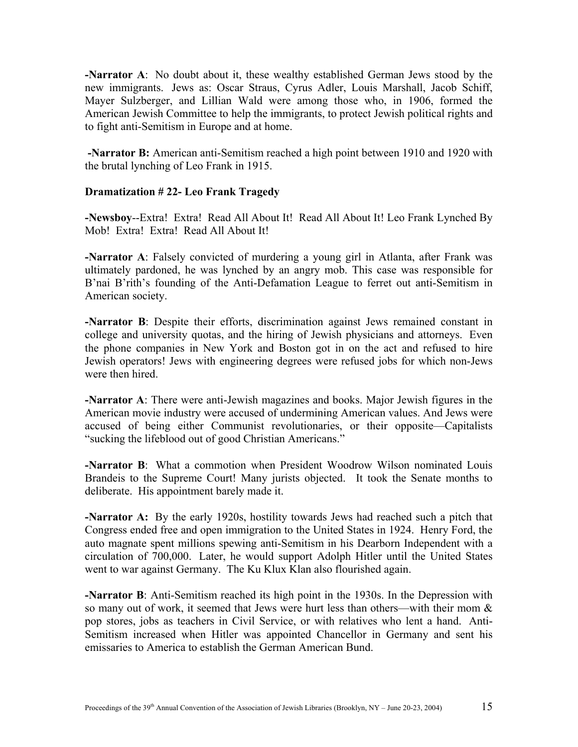**-Narrator A**: No doubt about it, these wealthy established German Jews stood by the new immigrants. Jews as: Oscar Straus, Cyrus Adler, Louis Marshall, Jacob Schiff, Mayer Sulzberger, and Lillian Wald were among those who, in 1906, formed the American Jewish Committee to help the immigrants, to protect Jewish political rights and to fight anti-Semitism in Europe and at home.

**-Narrator B:** American anti-Semitism reached a high point between 1910 and 1920 with the brutal lynching of Leo Frank in 1915.

**Dramatization # 22- Leo Frank Tragedy**

**-Newsboy**--Extra! Extra! Read All About It! Read All About It! Leo Frank Lynched By Mob! Extra! Extra! Read All About It!

**-Narrator A**: Falsely convicted of murdering a young girl in Atlanta, after Frank was ultimately pardoned, he was lynched by an angry mob. This case was responsible for B'nai B'rith's founding of the Anti-Defamation League to ferret out anti-Semitism in American society.

**-Narrator B**: Despite their efforts, discrimination against Jews remained constant in college and university quotas, and the hiring of Jewish physicians and attorneys. Even the phone companies in New York and Boston got in on the act and refused to hire Jewish operators! Jews with engineering degrees were refused jobs for which non-Jews were then hired.

**-Narrator A**: There were anti-Jewish magazines and books. Major Jewish figures in the American movie industry were accused of undermining American values. And Jews were accused of being either Communist revolutionaries, or their opposite—Capitalists "sucking the lifeblood out of good Christian Americans."

**-Narrator B**: What a commotion when President Woodrow Wilson nominated Louis Brandeis to the Supreme Court! Many jurists objected. It took the Senate months to deliberate. His appointment barely made it.

**-Narrator A:** By the early 1920s, hostility towards Jews had reached such a pitch that Congress ended free and open immigration to the United States in 1924. Henry Ford, the auto magnate spent millions spewing anti-Semitism in his Dearborn Independent with a circulation of 700,000. Later, he would support Adolph Hitler until the United States went to war against Germany. The Ku Klux Klan also flourished again.

**-Narrator B**: Anti-Semitism reached its high point in the 1930s. In the Depression with so many out of work, it seemed that Jews were hurt less than others—with their mom & pop stores, jobs as teachers in Civil Service, or with relatives who lent a hand. Anti-Semitism increased when Hitler was appointed Chancellor in Germany and sent his emissaries to America to establish the German American Bund.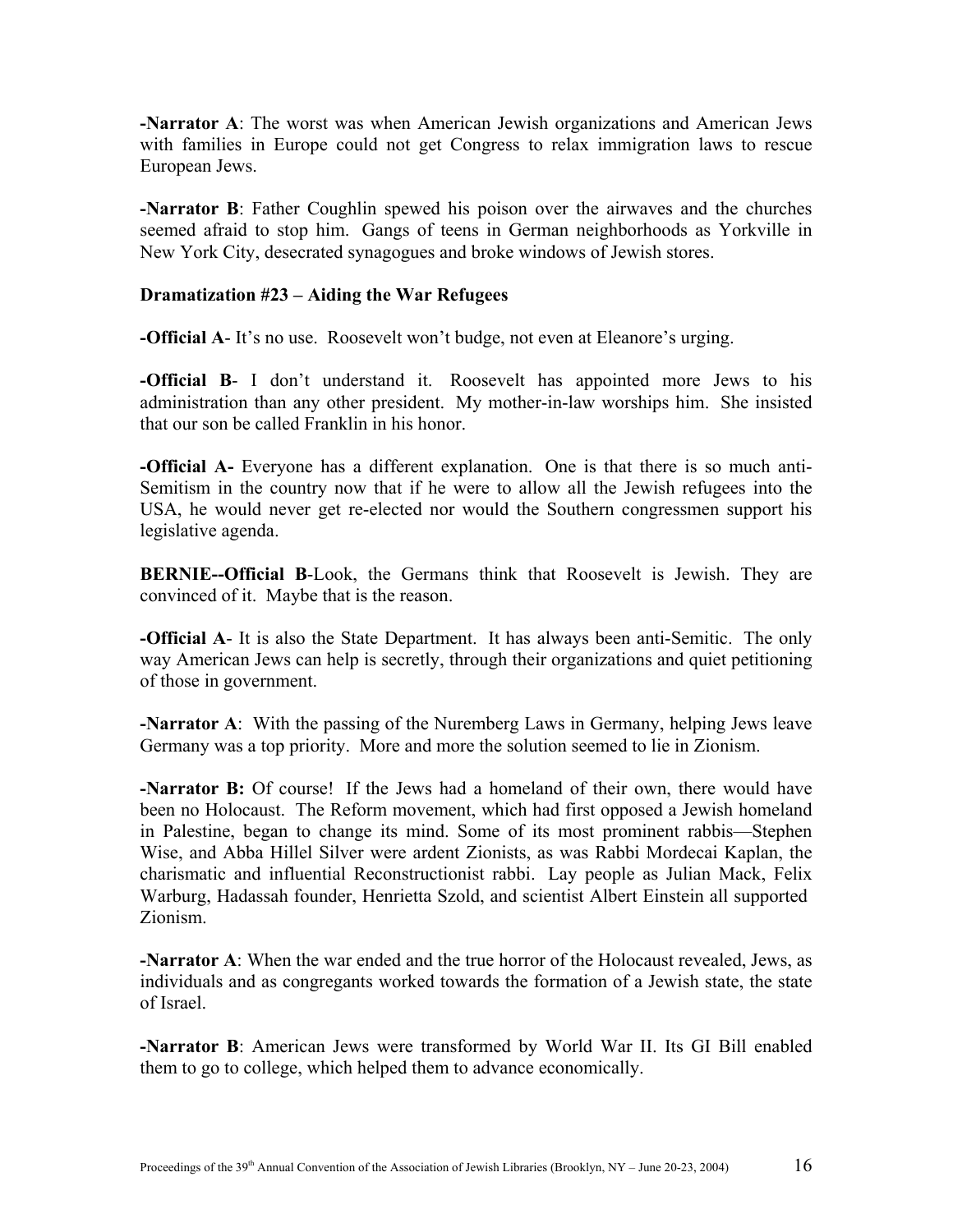**-Narrator A**: The worst was when American Jewish organizations and American Jews with families in Europe could not get Congress to relax immigration laws to rescue European Jews.

**-Narrator B**: Father Coughlin spewed his poison over the airwaves and the churches seemed afraid to stop him. Gangs of teens in German neighborhoods as Yorkville in New York City, desecrated synagogues and broke windows of Jewish stores.

**Dramatization #23 – Aiding the War Refugees**

**-Official A**- It's no use. Roosevelt won't budge, not even at Eleanore's urging.

**-Official B**- I don't understand it. Roosevelt has appointed more Jews to his administration than any other president. My mother-in-law worships him. She insisted that our son be called Franklin in his honor.

**-Official A-** Everyone has a different explanation. One is that there is so much anti-Semitism in the country now that if he were to allow all the Jewish refugees into the USA, he would never get re-elected nor would the Southern congressmen support his legislative agenda.

**BERNIE--Official B**-Look, the Germans think that Roosevelt is Jewish. They are convinced of it. Maybe that is the reason.

**-Official A**- It is also the State Department. It has always been anti-Semitic. The only way American Jews can help is secretly, through their organizations and quiet petitioning of those in government.

**-Narrator A**: With the passing of the Nuremberg Laws in Germany, helping Jews leave Germany was a top priority. More and more the solution seemed to lie in Zionism.

**-Narrator B:** Of course! If the Jews had a homeland of their own, there would have been no Holocaust. The Reform movement, which had first opposed a Jewish homeland in Palestine, began to change its mind. Some of its most prominent rabbis—Stephen Wise, and Abba Hillel Silver were ardent Zionists, as was Rabbi Mordecai Kaplan, the charismatic and influential Reconstructionist rabbi. Lay people as Julian Mack, Felix Warburg, Hadassah founder, Henrietta Szold, and scientist Albert Einstein all supported Zionism.

**-Narrator A**: When the war ended and the true horror of the Holocaust revealed, Jews, as individuals and as congregants worked towards the formation of a Jewish state, the state of Israel.

**-Narrator B**: American Jews were transformed by World War II. Its GI Bill enabled them to go to college, which helped them to advance economically.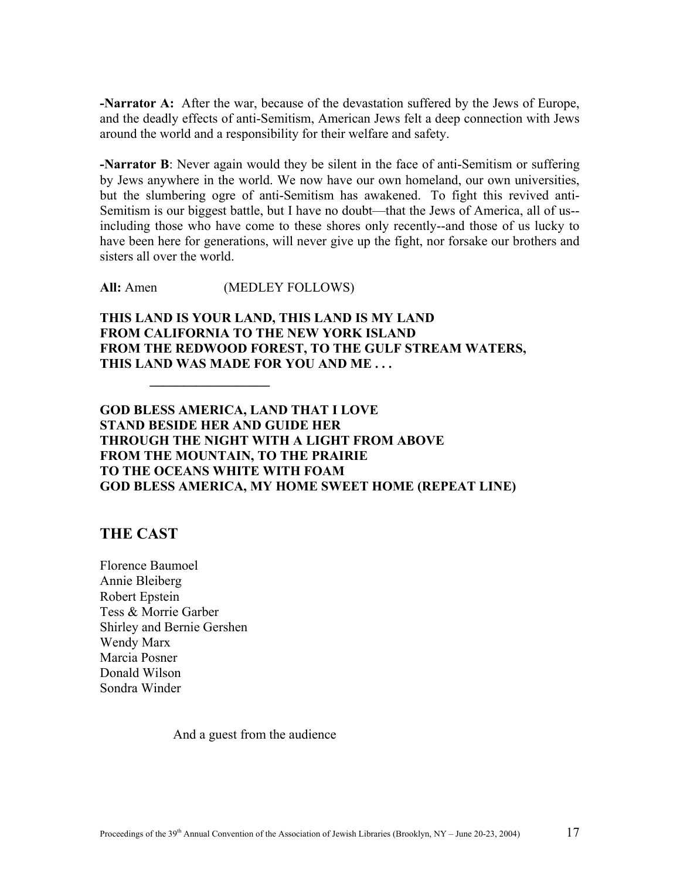**-Narrator A:** After the war, because of the devastation suffered by the Jews of Europe, and the deadly effects of anti-Semitism, American Jews felt a deep connection with Jews around the world and a responsibility for their welfare and safety.

**-Narrator B**: Never again would they be silent in the face of anti-Semitism or suffering by Jews anywhere in the world. We now have our own homeland, our own universities, but the slumbering ogre of anti-Semitism has awakened. To fight this revived anti-Semitism is our biggest battle, but I have no doubt—that the Jews of America, all of us--including those who have come to these shores only recently--and those of us lucky to have been here for generations, will never give up the fight, nor forsake our brothers and sisters all over the world.

**All:** Amen (MEDLEY FOLLOWS)

**THIS LAND IS YOUR LAND, THIS LAND IS MY LAND**
**FROM CALIFORNIA TO THE NEW YORK ISLAND**
**FROM THE REDWOOD FOREST, TO THE GULF STREAM WATERS,**
**THIS LAND WAS MADE FOR YOU AND ME . . .**

---

**GOD BLESS AMERICA, LAND THAT I LOVE**
**STAND BESIDE HER AND GUIDE HER**
**THROUGH THE NIGHT WITH A LIGHT FROM ABOVE**
**FROM THE MOUNTAIN, TO THE PRAIRIE**
**TO THE OCEANS WHITE WITH FOAM**
**GOD BLESS AMERICA, MY HOME SWEET HOME (REPEAT LINE)**

## THE CAST

Florence Baumoel
Annie Bleiberg
Robert Epstein
Tess & Morrie Garber
Shirley and Bernie Gershen
Wendy Marx
Marcia Posner
Donald Wilson
Sondra Winder

And a guest from the audience